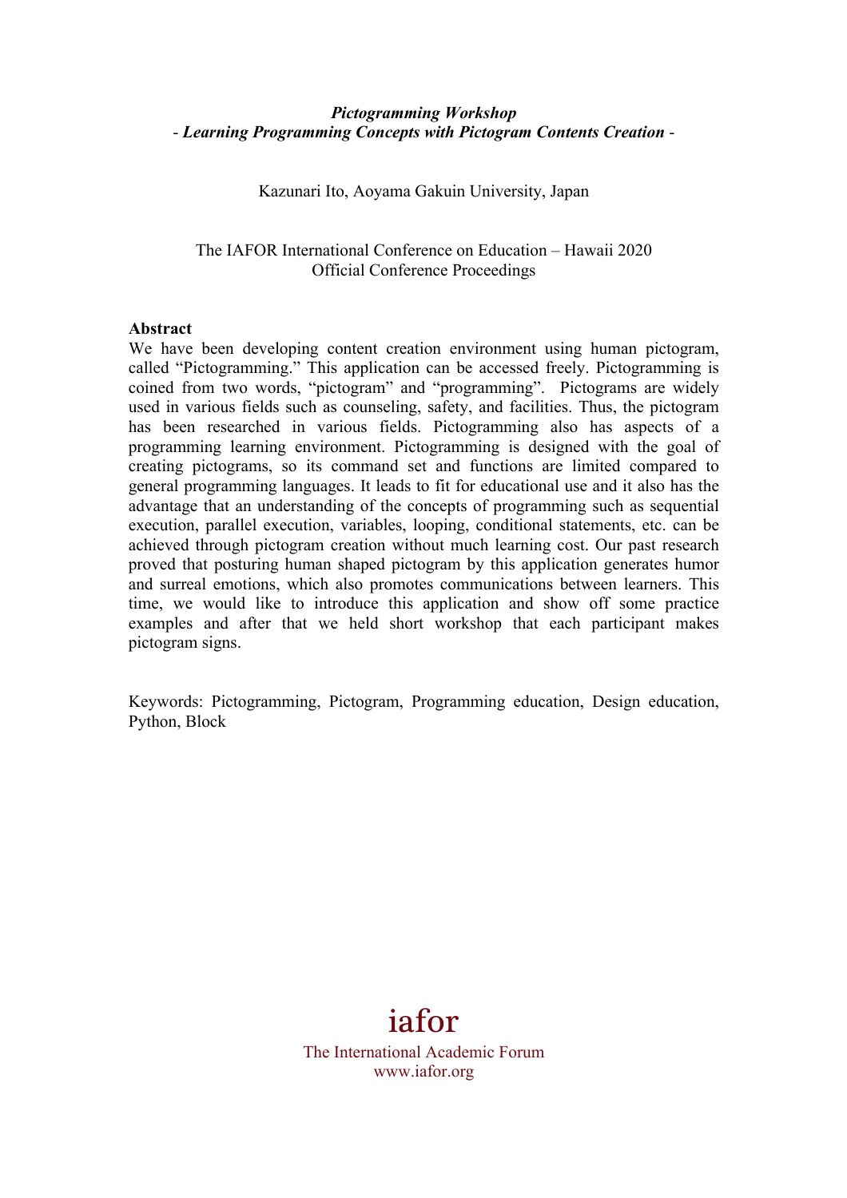***Pictogramming Workshop***
***- Learning Programming Concepts with Pictogram Contents Creation -***

Kazunari Ito, Aoyama Gakuin University, Japan

The IAFOR International Conference on Education – Hawaii 2020
Official Conference Proceedings

**Abstract**

We have been developing content creation environment using human pictogram, called "Pictogramming." This application can be accessed freely. Pictogramming is coined from two words, "pictogram" and "programming". Pictograms are widely used in various fields such as counseling, safety, and facilities. Thus, the pictogram has been researched in various fields. Pictogramming also has aspects of a programming learning environment. Pictogramming is designed with the goal of creating pictograms, so its command set and functions are limited compared to general programming languages. It leads to fit for educational use and it also has the advantage that an understanding of the concepts of programming such as sequential execution, parallel execution, variables, looping, conditional statements, etc. can be achieved through pictogram creation without much learning cost. Our past research proved that posturing human shaped pictogram by this application generates humor and surreal emotions, which also promotes communications between learners. This time, we would like to introduce this application and show off some practice examples and after that we held short workshop that each participant makes pictogram signs.

Keywords: Pictogramming, Pictogram, Programming education, Design education, Python, Block

iafor
The International Academic Forum
www.iafor.org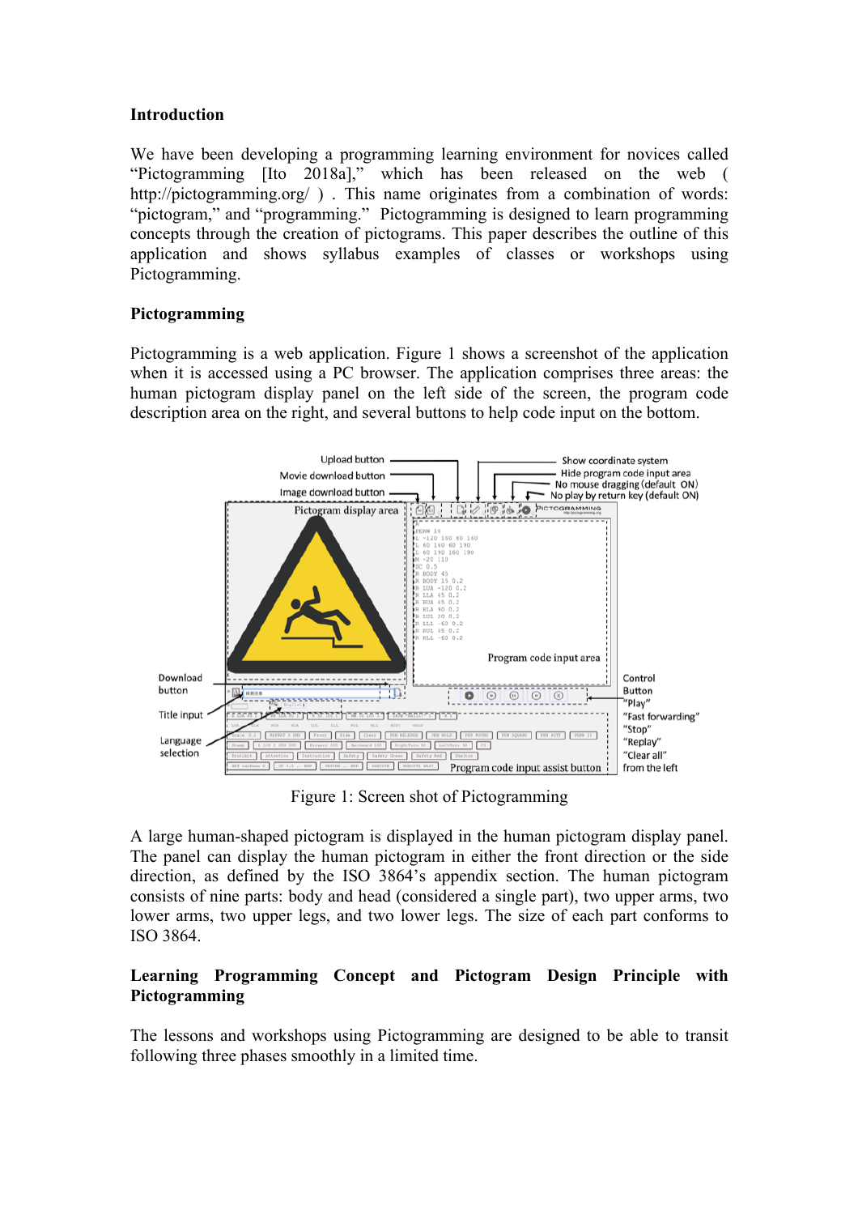## Introduction

We have been developing a programming learning environment for novices called "Pictogramming [Ito 2018a]," which has been released on the web ( http://pictogramming.org/ ) . This name originates from a combination of words: "pictogram," and "programming." Pictogramming is designed to learn programming concepts through the creation of pictograms. This paper describes the outline of this application and shows syllabus examples of classes or workshops using Pictogramming.

## Pictogramming

Pictogramming is a web application. Figure 1 shows a screenshot of the application when it is accessed using a PC browser. The application comprises three areas: the human pictogram display panel on the left side of the screen, the program code description area on the right, and several buttons to help code input on the bottom.

Figure 1: Screen shot of Pictogramming

A large human-shaped pictogram is displayed in the human pictogram display panel. The panel can display the human pictogram in either the front direction or the side direction, as defined by the ISO 3864's appendix section. The human pictogram consists of nine parts: body and head (considered a single part), two upper arms, two lower arms, two upper legs, and two lower legs. The size of each part conforms to ISO 3864.

## Learning Programming Concept and Pictogram Design Principle with Pictogramming

The lessons and workshops using Pictogramming are designed to be able to transit following three phases smoothly in a limited time.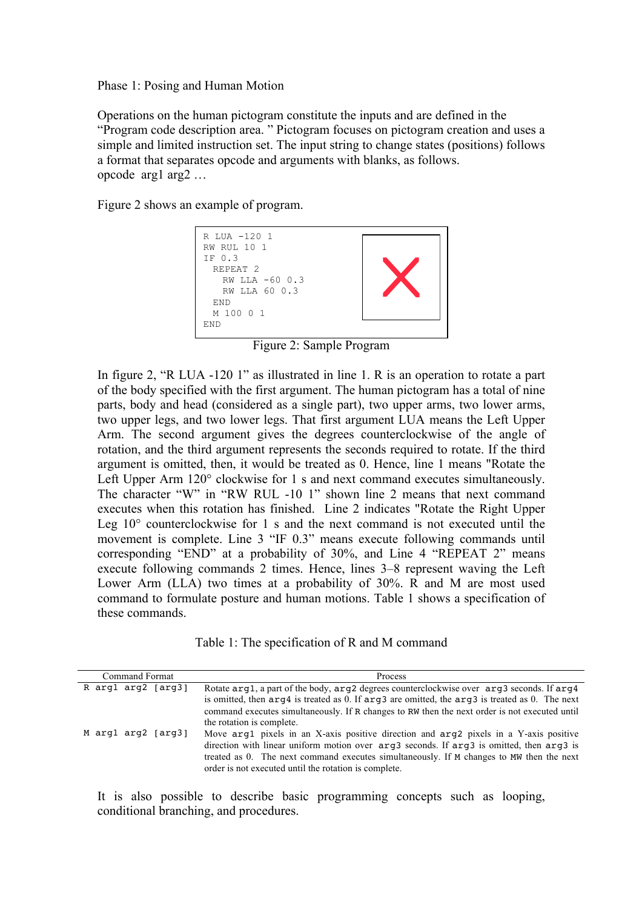Phase 1: Posing and Human Motion

Operations on the human pictogram constitute the inputs and are defined in the "Program code description area. " Pictogram focuses on pictogram creation and uses a simple and limited instruction set. The input string to change states (positions) follows a format that separates opcode and arguments with blanks, as follows.
opcode arg1 arg2 …

Figure 2 shows an example of program.

```
R LUA -120 1
RW RUL 10 1
IF 0.3
  REPEAT 2
    RW LLA -60 0.3
    RW LLA 60 0.3
  END
  M 100 0 1
END
```

Figure 2: Sample Program

In figure 2, "R LUA -120 1" as illustrated in line 1. R is an operation to rotate a part of the body specified with the first argument. The human pictogram has a total of nine parts, body and head (considered as a single part), two upper arms, two lower arms, two upper legs, and two lower legs. That first argument LUA means the Left Upper Arm. The second argument gives the degrees counterclockwise of the angle of rotation, and the third argument represents the seconds required to rotate. If the third argument is omitted, then, it would be treated as 0. Hence, line 1 means "Rotate the Left Upper Arm 120° clockwise for 1 s and next command executes simultaneously. The character "W" in "RW RUL -10 1" shown line 2 means that next command executes when this rotation has finished. Line 2 indicates "Rotate the Right Upper Leg 10° counterclockwise for 1 s and the next command is not executed until the movement is complete. Line 3 "IF 0.3" means execute following commands until corresponding "END" at a probability of 30%, and Line 4 "REPEAT 2" means execute following commands 2 times. Hence, lines 3–8 represent waving the Left Lower Arm (LLA) two times at a probability of 30%. R and M are most used command to formulate posture and human motions. Table 1 shows a specification of these commands.

Table 1: The specification of R and M command

| Command Format | Process |
|---|---|
| `R arg1 arg2 [arg3]` | Rotate `arg1`, a part of the body, `arg2` degrees counterclockwise over `arg3` seconds. If `arg4` is omitted, then `arg4` is treated as 0. If `arg3` are omitted, the `arg3` is treated as 0. The next command executes simultaneously. If `R` changes to `RW` then the next order is not executed until the rotation is complete. |
| `M arg1 arg2 [arg3]` | Move `arg1` pixels in an X-axis positive direction and `arg2` pixels in a Y-axis positive direction with linear uniform motion over `arg3` seconds. If `arg3` is omitted, then `arg3` is treated as 0. The next command executes simultaneously. If `M` changes to `MW` then the next order is not executed until the rotation is complete. |

It is also possible to describe basic programming concepts such as looping, conditional branching, and procedures.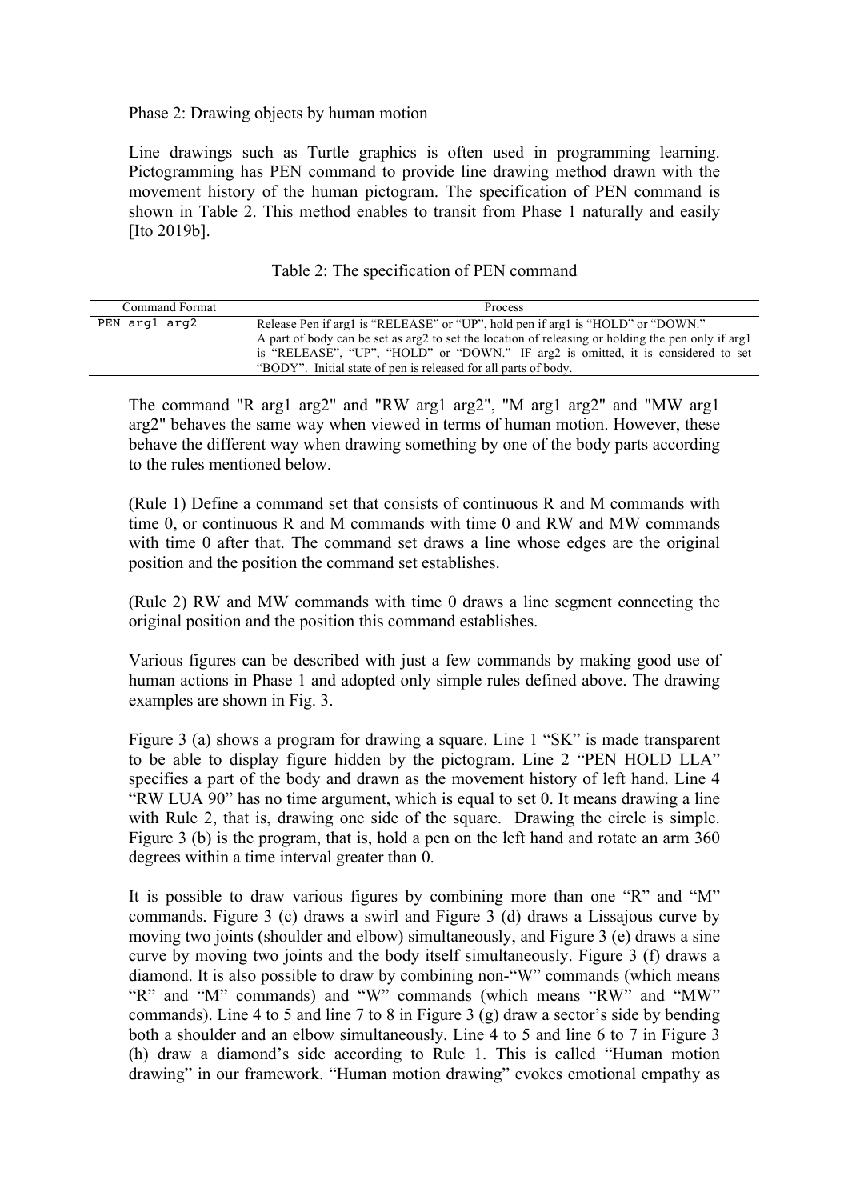Phase 2: Drawing objects by human motion

Line drawings such as Turtle graphics is often used in programming learning. Pictogramming has PEN command to provide line drawing method drawn with the movement history of the human pictogram. The specification of PEN command is shown in Table 2. This method enables to transit from Phase 1 naturally and easily [Ito 2019b].

Table 2: The specification of PEN command

| Command Format | Process |
| --- | --- |
| `PEN arg1 arg2` | Release Pen if arg1 is "RELEASE" or "UP", hold pen if arg1 is "HOLD" or "DOWN." A part of body can be set as arg2 to set the location of releasing or holding the pen only if arg1 is "RELEASE", "UP", "HOLD" or "DOWN." IF arg2 is omitted, it is considered to set "BODY". Initial state of pen is released for all parts of body. |

The command "R arg1 arg2" and "RW arg1 arg2", "M arg1 arg2" and "MW arg1 arg2" behaves the same way when viewed in terms of human motion. However, these behave the different way when drawing something by one of the body parts according to the rules mentioned below.

(Rule 1) Define a command set that consists of continuous R and M commands with time 0, or continuous R and M commands with time 0 and RW and MW commands with time 0 after that. The command set draws a line whose edges are the original position and the position the command set establishes.

(Rule 2) RW and MW commands with time 0 draws a line segment connecting the original position and the position this command establishes.

Various figures can be described with just a few commands by making good use of human actions in Phase 1 and adopted only simple rules defined above. The drawing examples are shown in Fig. 3.

Figure 3 (a) shows a program for drawing a square. Line 1 "SK" is made transparent to be able to display figure hidden by the pictogram. Line 2 "PEN HOLD LLA" specifies a part of the body and drawn as the movement history of left hand. Line 4 "RW LUA 90" has no time argument, which is equal to set 0. It means drawing a line with Rule 2, that is, drawing one side of the square. Drawing the circle is simple. Figure 3 (b) is the program, that is, hold a pen on the left hand and rotate an arm 360 degrees within a time interval greater than 0.

It is possible to draw various figures by combining more than one "R" and "M" commands. Figure 3 (c) draws a swirl and Figure 3 (d) draws a Lissajous curve by moving two joints (shoulder and elbow) simultaneously, and Figure 3 (e) draws a sine curve by moving two joints and the body itself simultaneously. Figure 3 (f) draws a diamond. It is also possible to draw by combining non-"W" commands (which means "R" and "M" commands) and "W" commands (which means "RW" and "MW" commands). Line 4 to 5 and line 7 to 8 in Figure 3 (g) draw a sector's side by bending both a shoulder and an elbow simultaneously. Line 4 to 5 and line 6 to 7 in Figure 3 (h) draw a diamond's side according to Rule 1. This is called "Human motion drawing" in our framework. "Human motion drawing" evokes emotional empathy as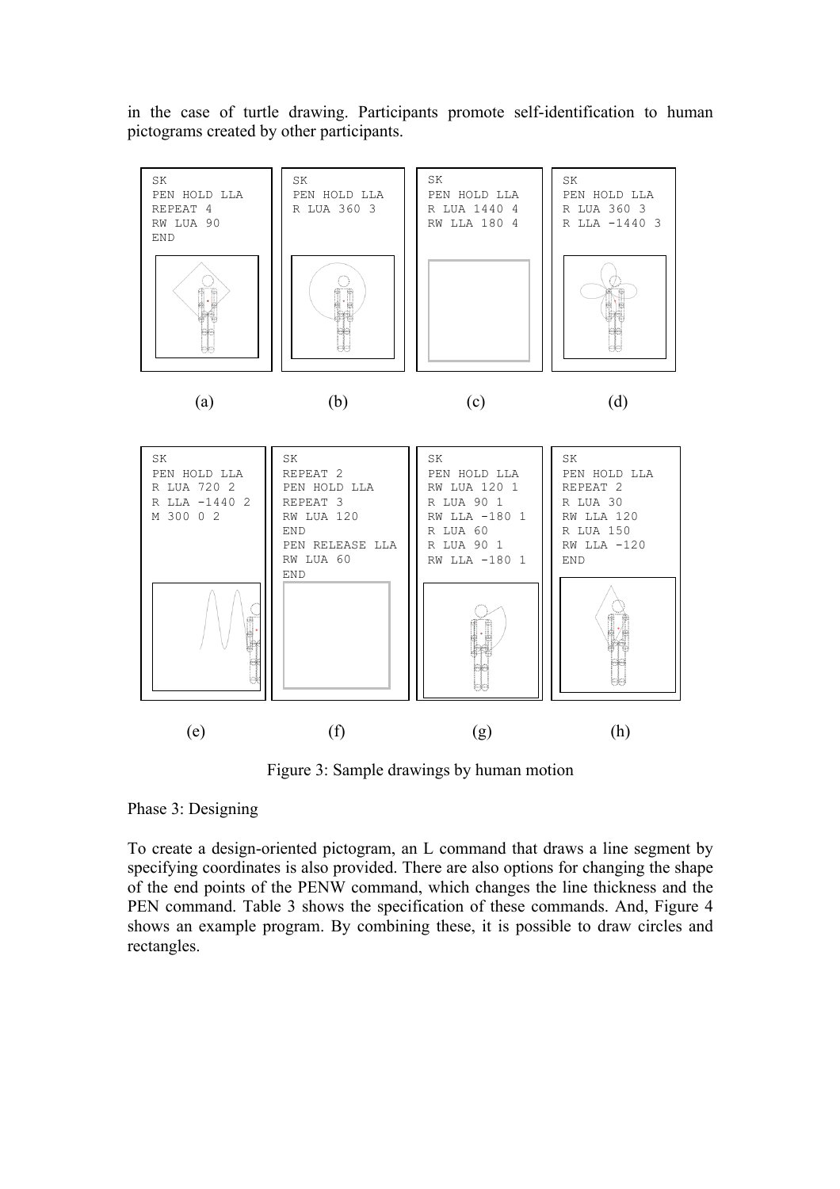in the case of turtle drawing. Participants promote self-identification to human pictograms created by other participants.

(a)

```
SK
PEN HOLD LLA
REPEAT 4
RW LUA 90
END
```

(b)

```
SK
PEN HOLD LLA
R LUA 360 3
```

(c)

```
SK
PEN HOLD LLA
R LUA 1440 4
RW LLA 180 4
```

(d)

```
SK
PEN HOLD LLA
R LUA 360 3
R LLA -1440 3
```

(e)

```
SK
PEN HOLD LLA
R LUA 720 2
R LLA -1440 2
M 300 0 2
```

(f)

```
SK
REPEAT 2
PEN HOLD LLA
REPEAT 3
RW LUA 120
END
PEN RELEASE LLA
RW LUA 60
END
```

(g)

```
SK
PEN HOLD LLA
RW LUA 120 1
R LUA 90 1
RW LLA -180 1
R LUA 60
R LUA 90 1
RW LLA -180 1
```

(h)

```
SK
PEN HOLD LLA
REPEAT 2
R LUA 30
RW LLA 120
R LUA 150
RW LLA -120
END
```

Figure 3: Sample drawings by human motion

Phase 3: Designing

To create a design-oriented pictogram, an L command that draws a line segment by specifying coordinates is also provided. There are also options for changing the shape of the end points of the PENW command, which changes the line thickness and the PEN command. Table 3 shows the specification of these commands. And, Figure 4 shows an example program. By combining these, it is possible to draw circles and rectangles.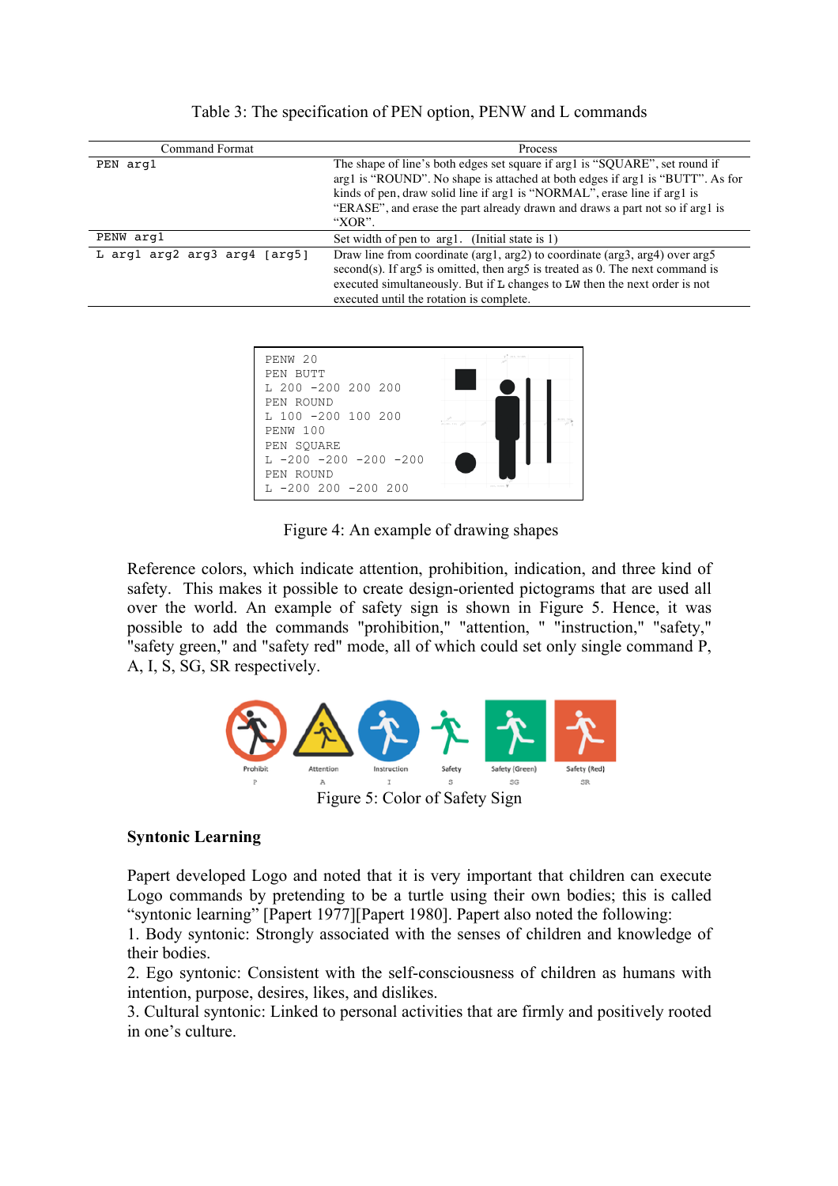Table 3: The specification of PEN option, PENW and L commands

| Command Format | Process |
|---|---|
| `PEN arg1` | The shape of line's both edges set square if arg1 is "SQUARE", set round if arg1 is "ROUND". No shape is attached at both edges if arg1 is "BUTT". As for kinds of pen, draw solid line if arg1 is "NORMAL", erase line if arg1 is "ERASE", and erase the part already drawn and draws a part not so if arg1 is "XOR". |
| `PENW arg1` | Set width of pen to arg1. (Initial state is 1) |
| `L arg1 arg2 arg3 arg4 [arg5]` | Draw line from coordinate (arg1, arg2) to coordinate (arg3, arg4) over arg5 second(s). If arg5 is omitted, then arg5 is treated as 0. The next command is executed simultaneously. But if `L` changes to `LW` then the next order is not executed until the rotation is complete. |

```
PENW 20
PEN BUTT
L 200 -200 200 200
PEN ROUND
L 100 -200 100 200
PENW 100
PEN SQUARE
L -200 -200 -200 -200
PEN ROUND
L -200 200 -200 200
```

Figure 4: An example of drawing shapes

Reference colors, which indicate attention, prohibition, indication, and three kind of safety. This makes it possible to create design-oriented pictograms that are used all over the world. An example of safety sign is shown in Figure 5. Hence, it was possible to add the commands "prohibition," "attention, " "instruction," "safety," "safety green," and "safety red" mode, all of which could set only single command P, A, I, S, SG, SR respectively.

Figure 5: Color of Safety Sign

**Syntonic Learning**

Papert developed Logo and noted that it is very important that children can execute Logo commands by pretending to be a turtle using their own bodies; this is called "syntonic learning" [Papert 1977][Papert 1980]. Papert also noted the following:

1. Body syntonic: Strongly associated with the senses of children and knowledge of their bodies.
2. Ego syntonic: Consistent with the self-consciousness of children as humans with intention, purpose, desires, likes, and dislikes.
3. Cultural syntonic: Linked to personal activities that are firmly and positively rooted in one's culture.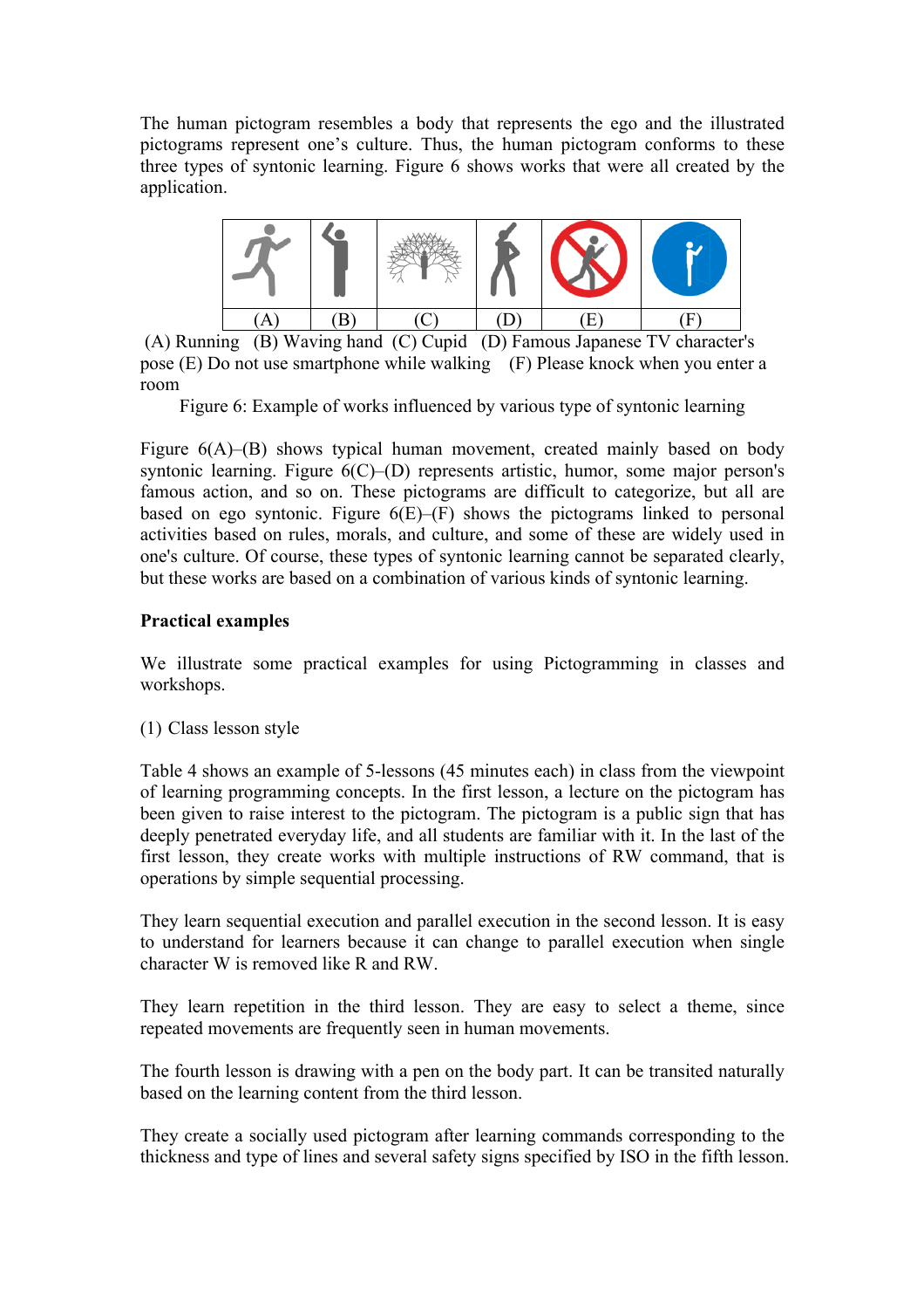The human pictogram resembles a body that represents the ego and the illustrated pictograms represent one's culture. Thus, the human pictogram conforms to these three types of syntonic learning. Figure 6 shows works that were all created by the application.

| (A) | (B) | (C) | (D) | (E) | (F) |
|---|---|---|---|---|---|

(A) Running (B) Waving hand (C) Cupid (D) Famous Japanese TV character's pose (E) Do not use smartphone while walking (F) Please knock when you enter a room

Figure 6: Example of works influenced by various type of syntonic learning

Figure 6(A)–(B) shows typical human movement, created mainly based on body syntonic learning. Figure 6(C)–(D) represents artistic, humor, some major person's famous action, and so on. These pictograms are difficult to categorize, but all are based on ego syntonic. Figure 6(E)–(F) shows the pictograms linked to personal activities based on rules, morals, and culture, and some of these are widely used in one's culture. Of course, these types of syntonic learning cannot be separated clearly, but these works are based on a combination of various kinds of syntonic learning.

**Practical examples**

We illustrate some practical examples for using Pictogramming in classes and workshops.

(1) Class lesson style

Table 4 shows an example of 5-lessons (45 minutes each) in class from the viewpoint of learning programming concepts. In the first lesson, a lecture on the pictogram has been given to raise interest to the pictogram. The pictogram is a public sign that has deeply penetrated everyday life, and all students are familiar with it. In the last of the first lesson, they create works with multiple instructions of RW command, that is operations by simple sequential processing.

They learn sequential execution and parallel execution in the second lesson. It is easy to understand for learners because it can change to parallel execution when single character W is removed like R and RW.

They learn repetition in the third lesson. They are easy to select a theme, since repeated movements are frequently seen in human movements.

The fourth lesson is drawing with a pen on the body part. It can be transited naturally based on the learning content from the third lesson.

They create a socially used pictogram after learning commands corresponding to the thickness and type of lines and several safety signs specified by ISO in the fifth lesson.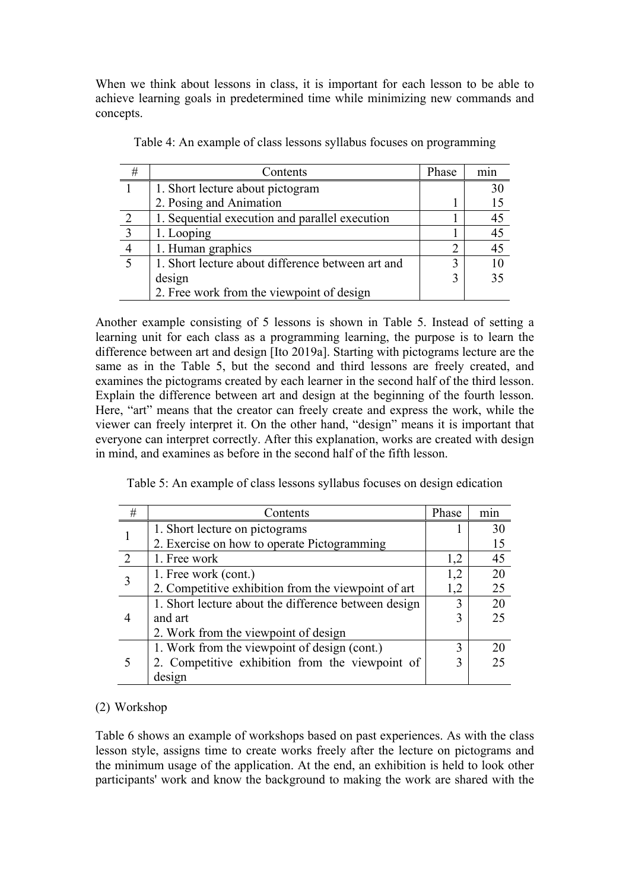When we think about lessons in class, it is important for each lesson to be able to achieve learning goals in predetermined time while minimizing new commands and concepts.

Table 4: An example of class lessons syllabus focuses on programming

| # | Contents | Phase | min |
|---|---|---|---|
| 1 | 1. Short lecture about pictogram<br>2. Posing and Animation | <br>1 | 30<br>15 |
| 2 | 1. Sequential execution and parallel execution | 1 | 45 |
| 3 | 1. Looping | 1 | 45 |
| 4 | 1. Human graphics | 2 | 45 |
| 5 | 1. Short lecture about difference between art and design<br>2. Free work from the viewpoint of design | 3<br>3 | 10<br>35 |

Another example consisting of 5 lessons is shown in Table 5. Instead of setting a learning unit for each class as a programming learning, the purpose is to learn the difference between art and design [Ito 2019a]. Starting with pictograms lecture are the same as in the Table 5, but the second and third lessons are freely created, and examines the pictograms created by each learner in the second half of the third lesson. Explain the difference between art and design at the beginning of the fourth lesson. Here, "art" means that the creator can freely create and express the work, while the viewer can freely interpret it. On the other hand, "design" means it is important that everyone can interpret correctly. After this explanation, works are created with design in mind, and examines as before in the second half of the fifth lesson.

Table 5: An example of class lessons syllabus focuses on design edication

| # | Contents | Phase | min |
|---|---|---|---|
| 1 | 1. Short lecture on pictograms<br>2. Exercise on how to operate Pictogramming | 1 | 30<br>15 |
| 2 | 1. Free work | 1,2 | 45 |
| 3 | 1. Free work (cont.)<br>2. Competitive exhibition from the viewpoint of art | 1,2<br>1,2 | 20<br>25 |
| 4 | 1. Short lecture about the difference between design and art<br>2. Work from the viewpoint of design | 3<br>3 | 20<br>25 |
| 5 | 1. Work from the viewpoint of design (cont.)<br>2. Competitive exhibition from the viewpoint of design | 3<br>3 | 20<br>25 |

(2) Workshop

Table 6 shows an example of workshops based on past experiences. As with the class lesson style, assigns time to create works freely after the lecture on pictograms and the minimum usage of the application. At the end, an exhibition is held to look other participants' work and know the background to making the work are shared with the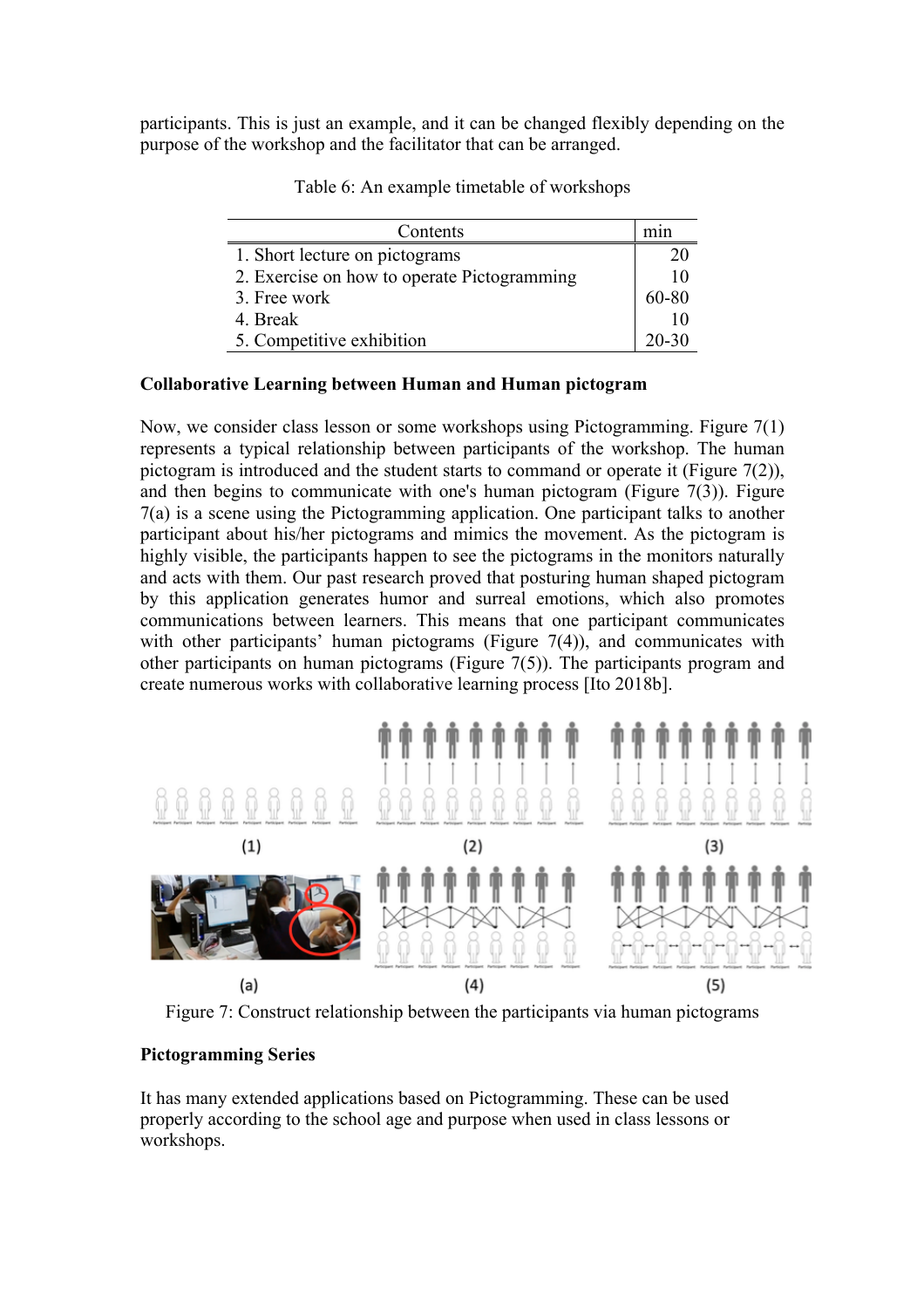participants. This is just an example, and it can be changed flexibly depending on the purpose of the workshop and the facilitator that can be arranged.

Table 6: An example timetable of workshops

| Contents | min |
|---|---|
| 1. Short lecture on pictograms | 20 |
| 2. Exercise on how to operate Pictogramming | 10 |
| 3. Free work | 60-80 |
| 4. Break | 10 |
| 5. Competitive exhibition | 20-30 |

**Collaborative Learning between Human and Human pictogram**

Now, we consider class lesson or some workshops using Pictogramming. Figure 7(1) represents a typical relationship between participants of the workshop. The human pictogram is introduced and the student starts to command or operate it (Figure 7(2)), and then begins to communicate with one's human pictogram (Figure 7(3)). Figure 7(a) is a scene using the Pictogramming application. One participant talks to another participant about his/her pictograms and mimics the movement. As the pictogram is highly visible, the participants happen to see the pictograms in the monitors naturally and acts with them. Our past research proved that posturing human shaped pictogram by this application generates humor and surreal emotions, which also promotes communications between learners. This means that one participant communicates with other participants' human pictograms (Figure 7(4)), and communicates with other participants on human pictograms (Figure 7(5)). The participants program and create numerous works with collaborative learning process [Ito 2018b].

Figure 7: Construct relationship between the participants via human pictograms

**Pictogramming Series**

It has many extended applications based on Pictogramming. These can be used properly according to the school age and purpose when used in class lessons or workshops.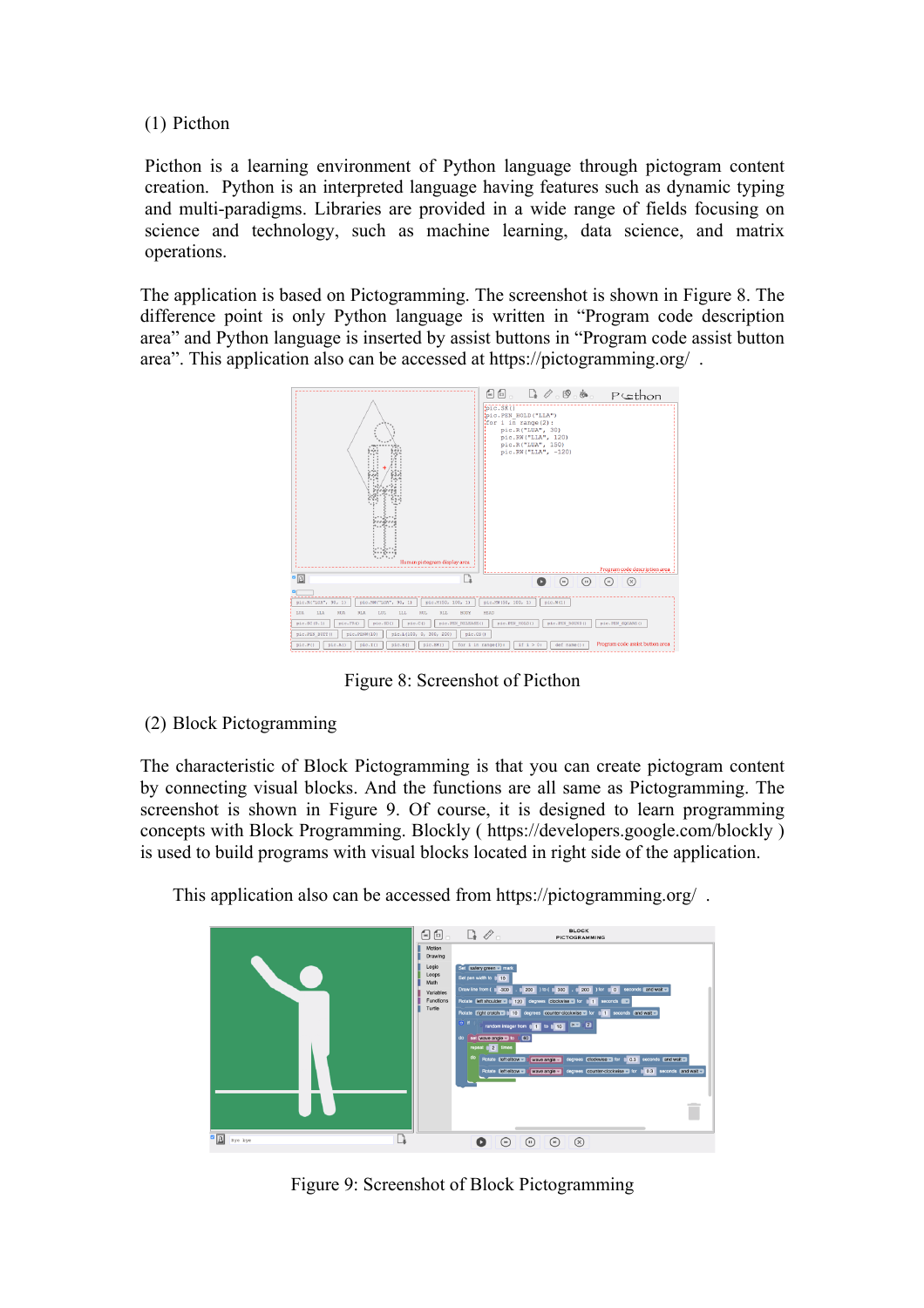(1) Picthon

Picthon is a learning environment of Python language through pictogram content creation. Python is an interpreted language having features such as dynamic typing and multi-paradigms. Libraries are provided in a wide range of fields focusing on science and technology, such as machine learning, data science, and matrix operations.

The application is based on Pictogramming. The screenshot is shown in Figure 8. The difference point is only Python language is written in "Program code description area" and Python language is inserted by assist buttons in "Program code assist button area". This application also can be accessed at https://pictogramming.org/ .

Figure 8: Screenshot of Picthon

(2) Block Pictogramming

The characteristic of Block Pictogramming is that you can create pictogram content by connecting visual blocks. And the functions are all same as Pictogramming. The screenshot is shown in Figure 9. Of course, it is designed to learn programming concepts with Block Programming. Blockly ( https://developers.google.com/blockly ) is used to build programs with visual blocks located in right side of the application.

This application also can be accessed from https://pictogramming.org/ .

Figure 9: Screenshot of Block Pictogramming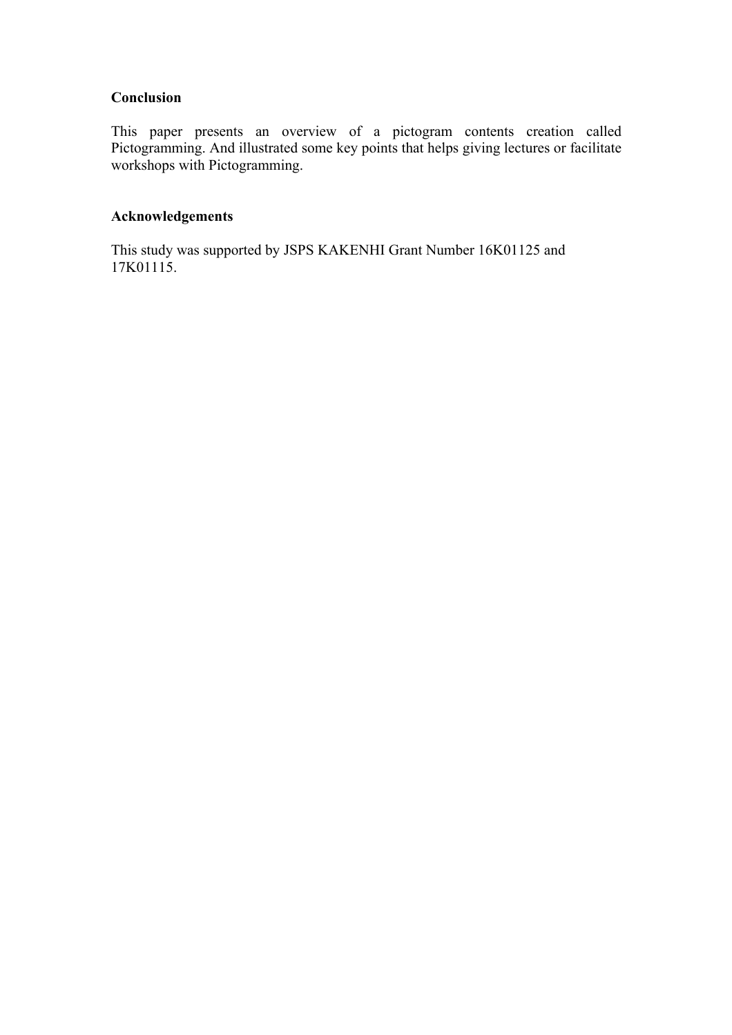## Conclusion

This paper presents an overview of a pictogram contents creation called Pictogramming. And illustrated some key points that helps giving lectures or facilitate workshops with Pictogramming.

## Acknowledgements

This study was supported by JSPS KAKENHI Grant Number 16K01125 and 17K01115.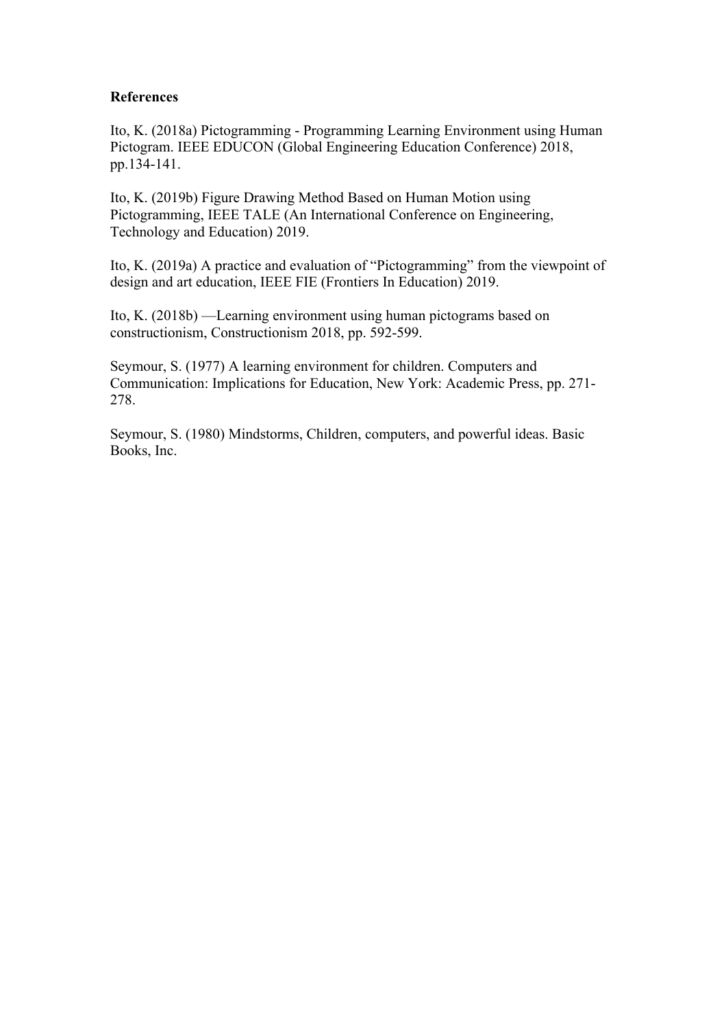**References**

Ito, K. (2018a) Pictogramming - Programming Learning Environment using Human Pictogram. IEEE EDUCON (Global Engineering Education Conference) 2018, pp.134-141.

Ito, K. (2019b) Figure Drawing Method Based on Human Motion using Pictogramming, IEEE TALE (An International Conference on Engineering, Technology and Education) 2019.

Ito, K. (2019a) A practice and evaluation of “Pictogramming” from the viewpoint of design and art education, IEEE FIE (Frontiers In Education) 2019.

Ito, K. (2018b) —Learning environment using human pictograms based on constructionism, Constructionism 2018, pp. 592-599.

Seymour, S. (1977) A learning environment for children. Computers and Communication: Implications for Education, New York: Academic Press, pp. 271-278.

Seymour, S. (1980) Mindstorms, Children, computers, and powerful ideas. Basic Books, Inc.